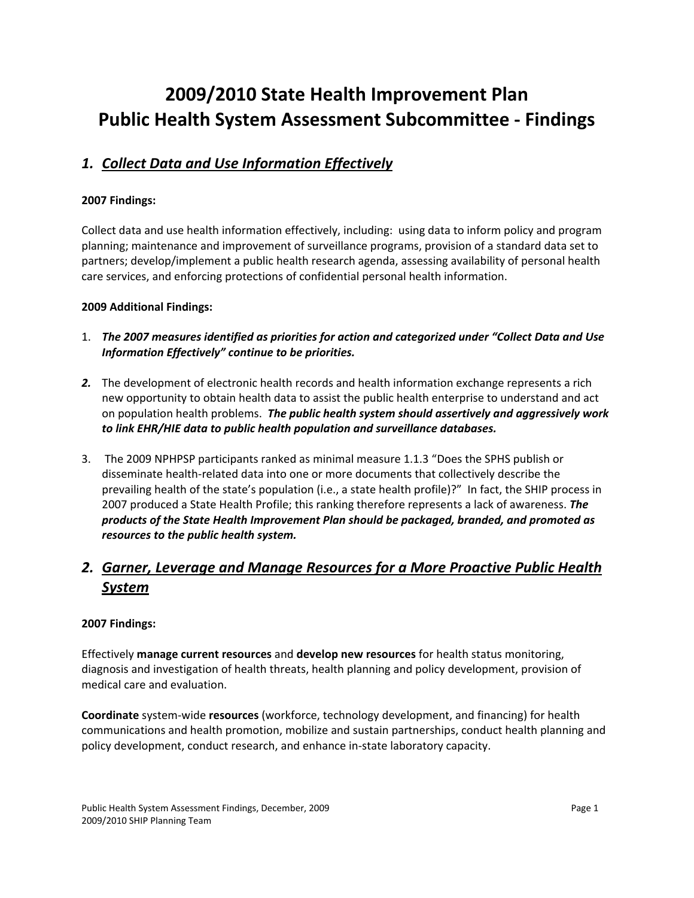# 2009/2010 State Health Improvement Plan
# Public Health System Assessment Subcommittee - Findings

## *1. Collect Data and Use Information Effectively*

**2007 Findings:**

Collect data and use health information effectively, including: using data to inform policy and program planning; maintenance and improvement of surveillance programs, provision of a standard data set to partners; develop/implement a public health research agenda, assessing availability of personal health care services, and enforcing protections of confidential personal health information.

**2009 Additional Findings:**

1. ***The 2007 measures identified as priorities for action and categorized under "Collect Data and Use Information Effectively" continue to be priorities.***

2. The development of electronic health records and health information exchange represents a rich new opportunity to obtain health data to assist the public health enterprise to understand and act on population health problems. ***The public health system should assertively and aggressively work to link EHR/HIE data to public health population and surveillance databases.***

3. The 2009 NPHPSP participants ranked as minimal measure 1.1.3 "Does the SPHS publish or disseminate health-related data into one or more documents that collectively describe the prevailing health of the state's population (i.e., a state health profile)?" In fact, the SHIP process in 2007 produced a State Health Profile; this ranking therefore represents a lack of awareness. ***The products of the State Health Improvement Plan should be packaged, branded, and promoted as resources to the public health system.***

## *2. Garner, Leverage and Manage Resources for a More Proactive Public Health System*

**2007 Findings:**

Effectively **manage current resources** and **develop new resources** for health status monitoring, diagnosis and investigation of health threats, health planning and policy development, provision of medical care and evaluation.

**Coordinate** system-wide **resources** (workforce, technology development, and financing) for health communications and health promotion, mobilize and sustain partnerships, conduct health planning and policy development, conduct research, and enhance in-state laboratory capacity.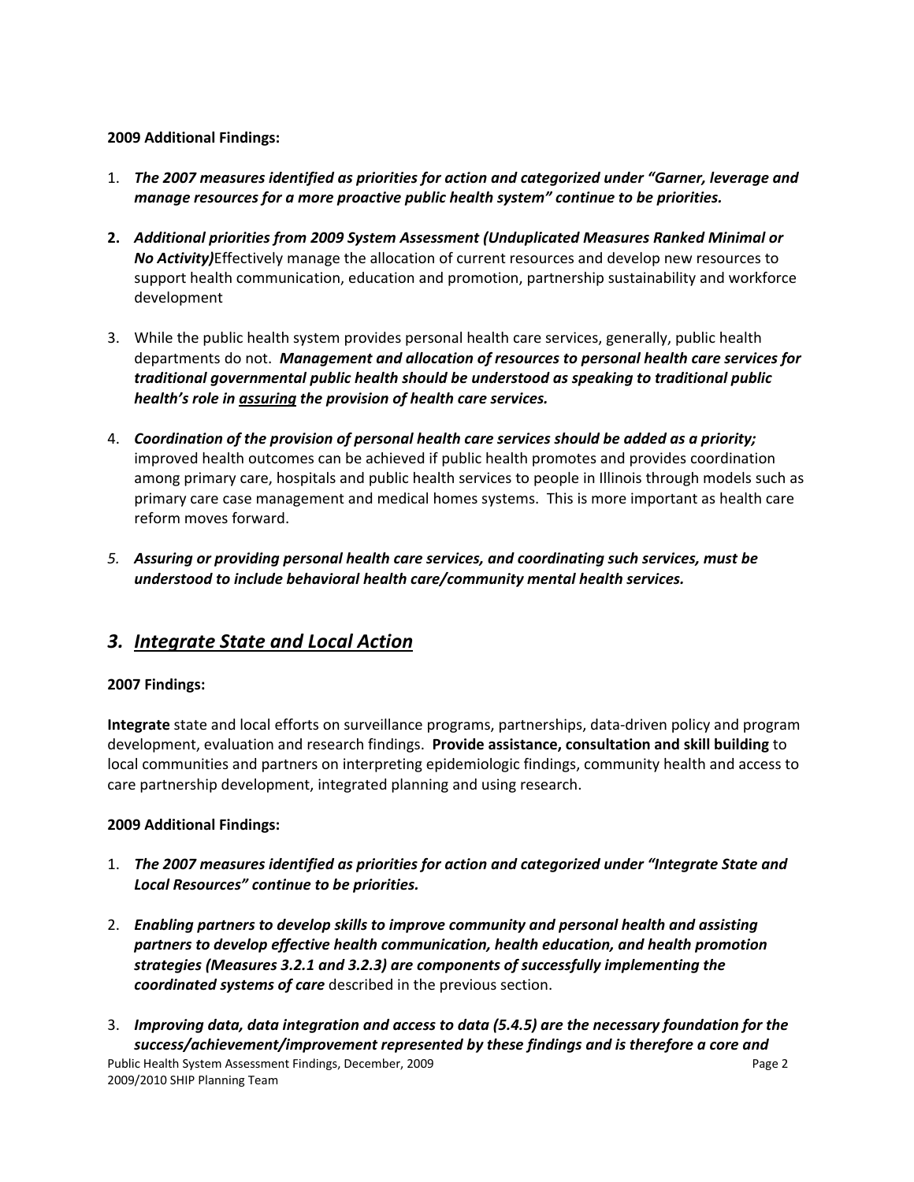**2009 Additional Findings:**

1. ***The 2007 measures identified as priorities for action and categorized under "Garner, leverage and manage resources for a more proactive public health system" continue to be priorities.***

2. ***Additional priorities from 2009 System Assessment (Unduplicated Measures Ranked Minimal or No Activity)*** Effectively manage the allocation of current resources and develop new resources to support health communication, education and promotion, partnership sustainability and workforce development

3. While the public health system provides personal health care services, generally, public health departments do not. ***Management and allocation of resources to personal health care services for traditional governmental public health should be understood as speaking to traditional public health's role in <u>assuring</u> the provision of health care services.***

4. ***Coordination of the provision of personal health care services should be added as a priority;*** improved health outcomes can be achieved if public health promotes and provides coordination among primary care, hospitals and public health services to people in Illinois through models such as primary care case management and medical homes systems. This is more important as health care reform moves forward.

5. ***Assuring or providing personal health care services, and coordinating such services, must be understood to include behavioral health care/community mental health services.***

## *3. <u>Integrate State and Local Action</u>*

**2007 Findings:**

**Integrate** state and local efforts on surveillance programs, partnerships, data-driven policy and program development, evaluation and research findings. **Provide assistance, consultation and skill building** to local communities and partners on interpreting epidemiologic findings, community health and access to care partnership development, integrated planning and using research.

**2009 Additional Findings:**

1. ***The 2007 measures identified as priorities for action and categorized under "Integrate State and Local Resources" continue to be priorities.***

2. ***Enabling partners to develop skills to improve community and personal health and assisting partners to develop effective health communication, health education, and health promotion strategies (Measures 3.2.1 and 3.2.3) are components of successfully implementing the coordinated systems of care*** described in the previous section.

3. ***Improving data, data integration and access to data (5.4.5) are the necessary foundation for the success/achievement/improvement represented by these findings and is therefore a core and***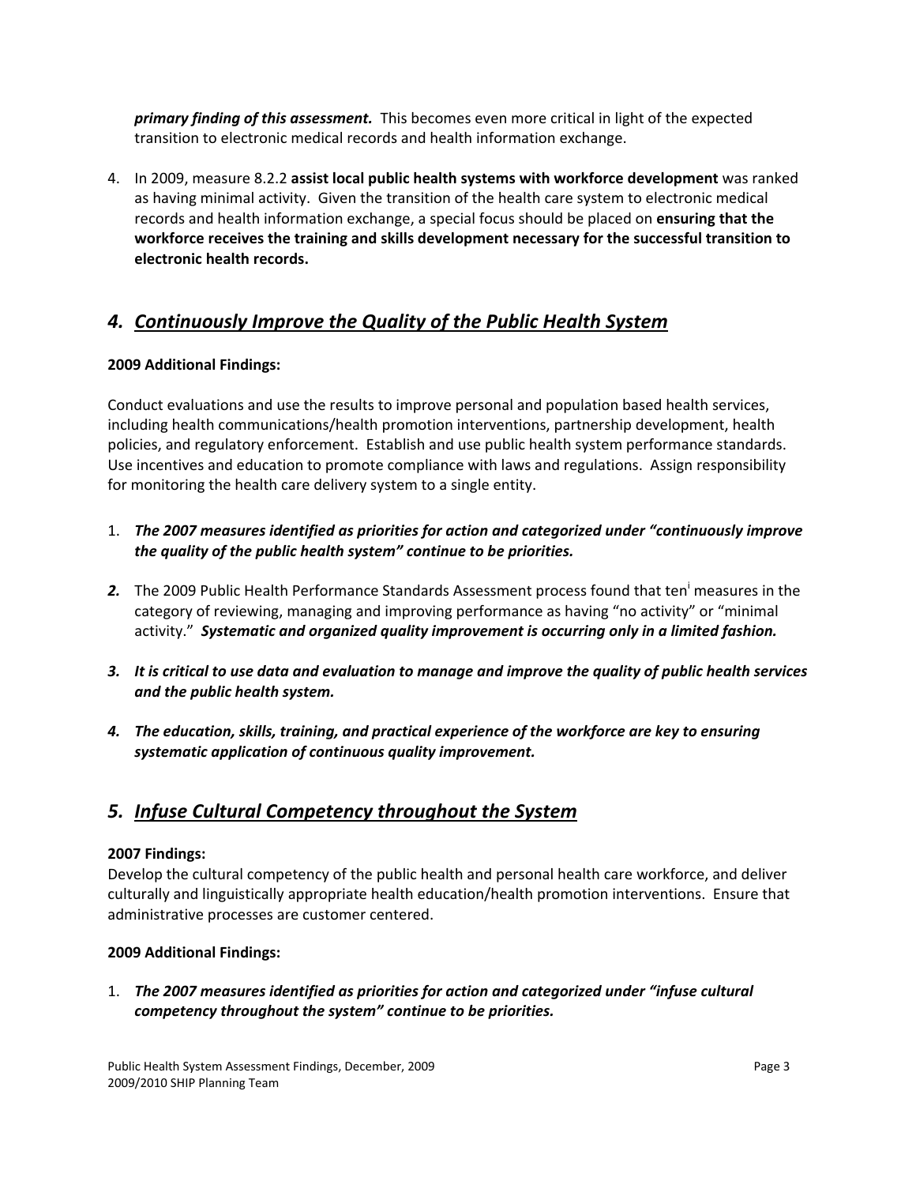***primary finding of this assessment.*** This becomes even more critical in light of the expected transition to electronic medical records and health information exchange.

4. In 2009, measure 8.2.2 **assist local public health systems with workforce development** was ranked as having minimal activity. Given the transition of the health care system to electronic medical records and health information exchange, a special focus should be placed on **ensuring that the workforce receives the training and skills development necessary for the successful transition to electronic health records.**

## *4. Continuously Improve the Quality of the Public Health System*

**2009 Additional Findings:**

Conduct evaluations and use the results to improve personal and population based health services, including health communications/health promotion interventions, partnership development, health policies, and regulatory enforcement. Establish and use public health system performance standards. Use incentives and education to promote compliance with laws and regulations. Assign responsibility for monitoring the health care delivery system to a single entity.

1. ***The 2007 measures identified as priorities for action and categorized under "continuously improve the quality of the public health system" continue to be priorities.***
2. The 2009 Public Health Performance Standards Assessment process found that ten[i] measures in the category of reviewing, managing and improving performance as having "no activity" or "minimal activity." ***Systematic and organized quality improvement is occurring only in a limited fashion.***
3. ***It is critical to use data and evaluation to manage and improve the quality of public health services and the public health system.***
4. ***The education, skills, training, and practical experience of the workforce are key to ensuring systematic application of continuous quality improvement.***

## *5. Infuse Cultural Competency throughout the System*

**2007 Findings:**

Develop the cultural competency of the public health and personal health care workforce, and deliver culturally and linguistically appropriate health education/health promotion interventions. Ensure that administrative processes are customer centered.

**2009 Additional Findings:**

1. ***The 2007 measures identified as priorities for action and categorized under "infuse cultural competency throughout the system" continue to be priorities.***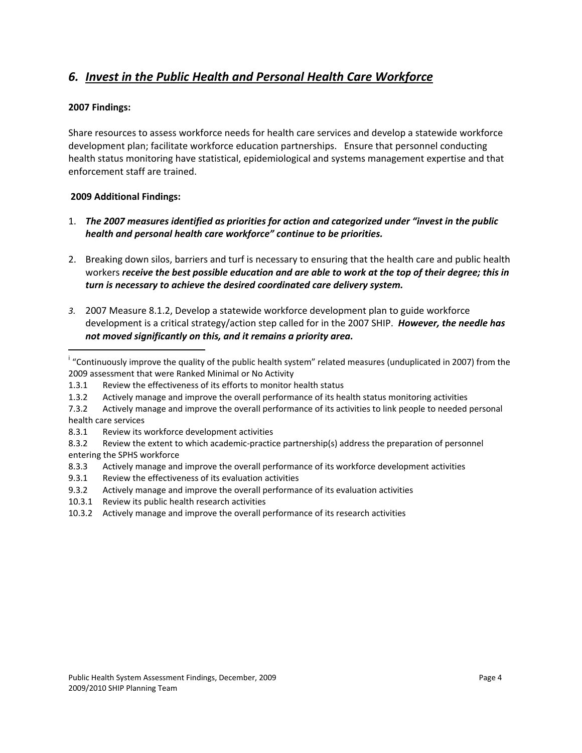## *6. Invest in the Public Health and Personal Health Care Workforce*

**2007 Findings:**

Share resources to assess workforce needs for health care services and develop a statewide workforce development plan; facilitate workforce education partnerships. Ensure that personnel conducting health status monitoring have statistical, epidemiological and systems management expertise and that enforcement staff are trained.

**2009 Additional Findings:**

1. ***The 2007 measures identified as priorities for action and categorized under "invest in the public health and personal health care workforce" continue to be priorities.***

2. Breaking down silos, barriers and turf is necessary to ensuring that the health care and public health workers ***receive the best possible education and are able to work at the top of their degree; this in turn is necessary to achieve the desired coordinated care delivery system.***

3. 2007 Measure 8.1.2, Develop a statewide workforce development plan to guide workforce development is a critical strategy/action step called for in the 2007 SHIP. ***However, the needle has not moved significantly on this, and it remains a priority area.***

---

[i] "Continuously improve the quality of the public health system" related measures (unduplicated in 2007) from the 2009 assessment that were Ranked Minimal or No Activity

1.3.1 Review the effectiveness of its efforts to monitor health status

1.3.2 Actively manage and improve the overall performance of its health status monitoring activities

7.3.2 Actively manage and improve the overall performance of its activities to link people to needed personal health care services

8.3.1 Review its workforce development activities

8.3.2 Review the extent to which academic-practice partnership(s) address the preparation of personnel entering the SPHS workforce

8.3.3 Actively manage and improve the overall performance of its workforce development activities

9.3.1 Review the effectiveness of its evaluation activities

9.3.2 Actively manage and improve the overall performance of its evaluation activities

10.3.1 Review its public health research activities

10.3.2 Actively manage and improve the overall performance of its research activities